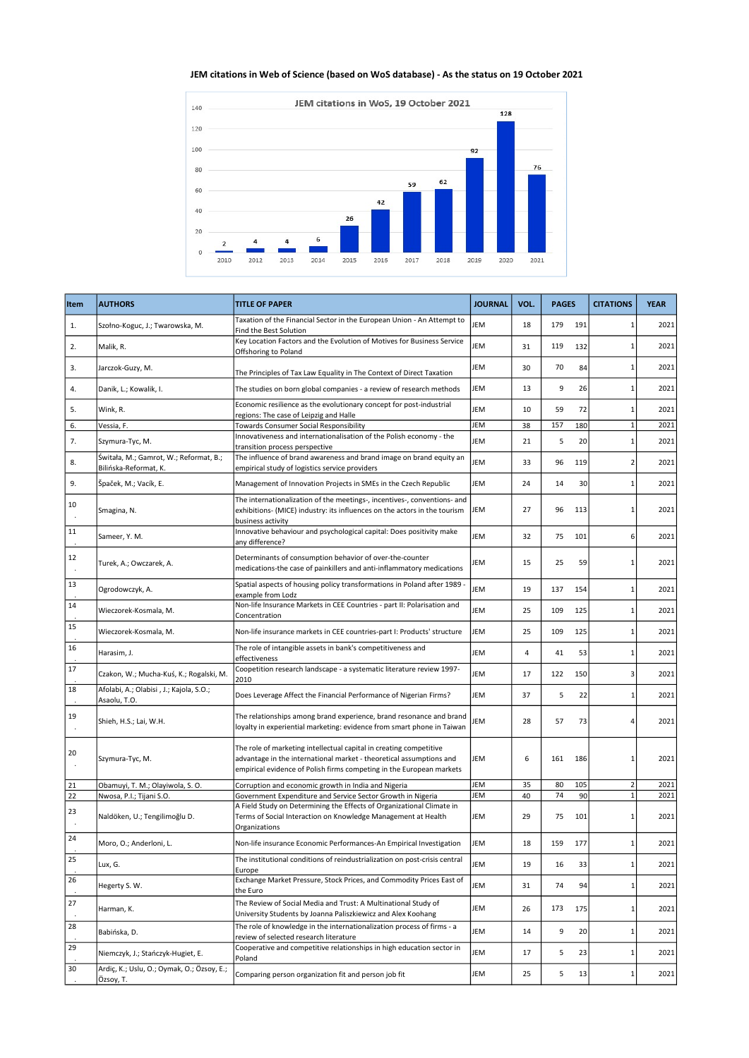**JEM citations in Web of Science (based on WoS database) - As the status on 19 October 2021**

| Item | AUTHORS | TITLE OF PAPER | JOURNAL | VOL. | PAGES | | CITATIONS | YEAR |
|---|---|---|---|---|---|---|---|---|
| 1. | Szołno-Koguc, J.; Twarowska, M. | Taxation of the Financial Sector in the European Union - An Attempt to Find the Best Solution | JEM | 18 | 179 | 191 | 1 | 2021 |
| 2. | Malik, R. | Key Location Factors and the Evolution of Motives for Business Service Offshoring to Poland | JEM | 31 | 119 | 132 | 1 | 2021 |
| 3. | Jarczok-Guzy, M. | The Principles of Tax Law Equality in The Context of Direct Taxation | JEM | 30 | 70 | 84 | 1 | 2021 |
| 4. | Danik, L.; Kowalik, I. | The studies on born global companies - a review of research methods | JEM | 13 | 9 | 26 | 1 | 2021 |
| 5. | Wink, R. | Economic resilience as the evolutionary concept for post-industrial regions: The case of Leipzig and Halle | JEM | 10 | 59 | 72 | 1 | 2021 |
| 6. | Vessia, F. | Towards Consumer Social Responsibility | JEM | 38 | 157 | 180 | 1 | 2021 |
| 7. | Szymura-Tyc, M. | Innovativeness and internationalisation of the Polish economy - the transition process perspective | JEM | 21 | 5 | 20 | 1 | 2021 |
| 8. | Świtała, M.; Gamrot, W.; Reformat, B.; Bilińska-Reformat, K. | The influence of brand awareness and brand image on brand equity an empirical study of logistics service providers | JEM | 33 | 96 | 119 | 2 | 2021 |
| 9. | Špaček, M.; Vacík, E. | Management of Innovation Projects in SMEs in the Czech Republic | JEM | 24 | 14 | 30 | 1 | 2021 |
| 10. | Smagina, N. | The internationalization of the meetings-, incentives-, conventions- and exhibitions- (MICE) industry: its influences on the actors in the tourism business activity | JEM | 27 | 96 | 113 | 1 | 2021 |
| 11. | Sameer, Y. M. | Innovative behaviour and psychological capital: Does positivity make any difference? | JEM | 32 | 75 | 101 | 6 | 2021 |
| 12. | Turek, A.; Owczarek, A. | Determinants of consumption behavior of over-the-counter medications-the case of painkillers and anti-inflammatory medications | JEM | 15 | 25 | 59 | 1 | 2021 |
| 13. | Ogrodowczyk, A. | Spatial aspects of housing policy transformations in Poland after 1989 - example from Lodz | JEM | 19 | 137 | 154 | 1 | 2021 |
| 14. | Wieczorek-Kosmala, M. | Non-life Insurance Markets in CEE Countries - part II: Polarisation and Concentration | JEM | 25 | 109 | 125 | 1 | 2021 |
| 15. | Wieczorek-Kosmala, M. | Non-life insurance markets in CEE countries-part I: Products' structure | JEM | 25 | 109 | 125 | 1 | 2021 |
| 16. | Harasim, J. | The role of intangible assets in bank's competitiveness and effectiveness | JEM | 4 | 41 | 53 | 1 | 2021 |
| 17. | Czakon, W.; Mucha-Kuś, K.; Rogalski, M. | Coopetition research landscape - a systematic literature review 1997-2010 | JEM | 17 | 122 | 150 | 3 | 2021 |
| 18. | Afolabi, A.; Olabisi , J.; Kajola, S.O.; Asaolu, T.O. | Does Leverage Affect the Financial Performance of Nigerian Firms? | JEM | 37 | 5 | 22 | 1 | 2021 |
| 19. | Shieh, H.S.; Lai, W.H. | The relationships among brand experience, brand resonance and brand loyalty in experiential marketing: evidence from smart phone in Taiwan | JEM | 28 | 57 | 73 | 4 | 2021 |
| 20. | Szymura-Tyc, M. | The role of marketing intellectual capital in creating competitive advantage in the international market - theoretical assumptions and empirical evidence of Polish firms competing in the European markets | JEM | 6 | 161 | 186 | 1 | 2021 |
| 21 | Obamuyi, T. M.; Olayiwola, S. O. | Corruption and economic growth in India and Nigeria | JEM | 35 | 80 | 105 | 2 | 2021 |
| 22 | Nwosa, P.I.; Tijani S.O. | Government Expenditure and Service Sector Growth in Nigeria | JEM | 40 | 74 | 90 | 1 | 2021 |
| 23. | Naldöken, U.; Tengilimoğlu D. | A Field Study on Determining the Effects of Organizational Climate in Terms of Social Interaction on Knowledge Management at Health Organizations | JEM | 29 | 75 | 101 | 1 | 2021 |
| 24. | Moro, O.; Anderloni, L. | Non-life insurance Economic Performances-An Empirical Investigation | JEM | 18 | 159 | 177 | 1 | 2021 |
| 25. | Lux, G. | The institutional conditions of reindustrialization on post-crisis central Europe | JEM | 19 | 16 | 33 | 1 | 2021 |
| 26. | Hegerty S. W. | Exchange Market Pressure, Stock Prices, and Commodity Prices East of the Euro | JEM | 31 | 74 | 94 | 1 | 2021 |
| 27. | Harman, K. | The Review of Social Media and Trust: A Multinational Study of University Students by Joanna Paliszkiewicz and Alex Koohang | JEM | 26 | 173 | 175 | 1 | 2021 |
| 28. | Babińska, D. | The role of knowledge in the internationalization process of firms - a review of selected research literature | JEM | 14 | 9 | 20 | 1 | 2021 |
| 29. | Niemczyk, J.; Stańczyk-Hugiet, E. | Cooperative and competitive relationships in high education sector in Poland | JEM | 17 | 5 | 23 | 1 | 2021 |
| 30. | Ardiç, K.; Uslu, O.; Oymak, O.; Özsoy, E.; Özsoy, T. | Comparing person organization fit and person job fit | JEM | 25 | 5 | 13 | 1 | 2021 |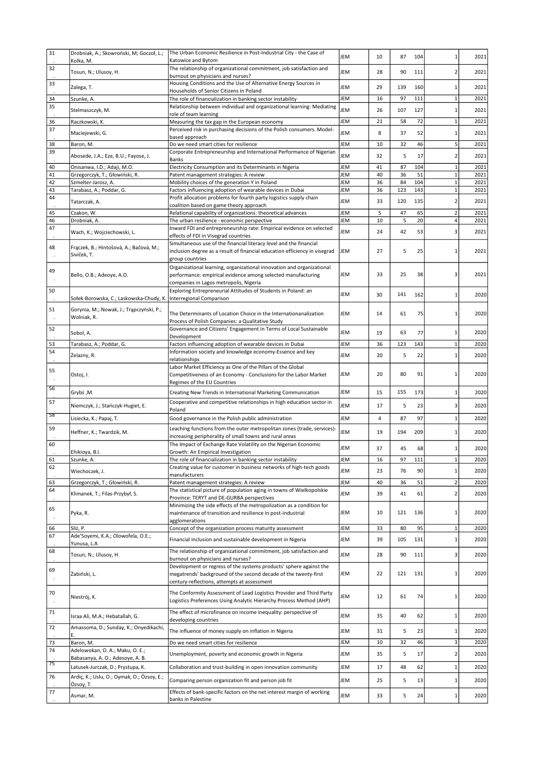| 31. | Drobniak, A.; Skowroński, M; Goczoł, L.; Kolka, M. | The Urban Economic Resilience in Post-Industrial City - the Case of Katowice and Bytom | JEM | 10 | 87 | 104 | 1 | 2021 |
|---|---|---|---|---|---|---|---|---|
| 32. | Tosun, N.; Ulusoy, H. | The relationship of organizational commitment, job satisfaction and burnout on physicians and nurses? | JEM | 28 | 90 | 111 | 2 | 2021 |
| 33. | Zalega, T. | Housing Conditions and the Use of Alternative Energy Sources in Households of Senior Citizens in Poland | JEM | 29 | 139 | 160 | 1 | 2021 |
| 34 | Szunke, A. | The role of financialization in banking sector instability | JEM | 16 | 97 | 111 | 1 | 2021 |
| 35. | Stelmaszczyk, M. | Relationship between individual and organizational learning: Mediating role of team learning | JEM | 26 | 107 | 127 | 1 | 2021 |
| 36 | Raczkowski, K. | Measuring the tax gap in the European economy | JEM | 21 | 58 | 72 | 1 | 2021 |
| 37. | Maciejewski, G. | Perceived risk in purchasing decisions of the Polish consumers. Model-based approach | JEM | 8 | 37 | 52 | 1 | 2021 |
| 38 | Baron, M. | Do we need smart cities for resilience | JEM | 10 | 32 | 46 | 5 | 2021 |
| 39. | Abosede, J.A.; Eze, B.U.; Fayose, J. | Corporate Entrepreneurship and International Performance of Nigerian Banks | JEM | 32 | 5 | 17 | 2 | 2021 |
| 40 | Onisanwa, I.D.; Adaji, M.O. | Electricity Consumption and its Determinants in Nigeria | JEM | 41 | 87 | 104 | 1 | 2021 |
| 41 | Grzegorczyk, T.; Głowiński, R. | Patent management strategies: A review | JEM | 40 | 36 | 51 | 1 | 2021 |
| 42 | Szmelter-Jarosz, A. | Mobility choices of the generation Y in Poland | JEM | 36 | 84 | 104 | 1 | 2021 |
| 43 | Tarabasz, A.; Poddar, G. | Factors influencing adoption of wearable devices in Dubai | JEM | 36 | 123 | 143 | 1 | 2021 |
| 44. | Tatarczak, A. | Profit allocation problems for fourth party logistics supply chain coalition based on game theory approach | JEM | 33 | 120 | 135 | 2 | 2021 |
| 45 | Czakon, W. | Relational capability of organizations: theoretical advances | JEM | 5 | 47 | 65 | 2 | 2021 |
| 46 | Drobniak, A. | The urban resilience - economic perspective | JEM | 10 | 5 | 20 | 4 | 2021 |
| 47. | Wach, K.; Wojciechowski, L. | Inward FDI and entrepreneurship rate: Empirical evidence on selected effects of FDI in Visegrad countries | JEM | 24 | 42 | 53 | 3 | 2021 |
| 48. | Frączek, B.; Hintošová, A.; Bačová, M.; Siviček, T. | Simultaneous use of the financial literacy level and the financial inclusion degree as a result of financial education efficiency in visegrad group countries | JEM | 27 | 5 | 25 | 1 | 2021 |
| 49. | Bello, O.B.; Adeoye, A.O. | Organizational learning, organizational innovation and organizational performance: empirical evidence among selected manufacturing companies in Lagos metropolis, Nigeria | JEM | 33 | 25 | 38 | 3 | 2021 |
| 50. | Sołek-Borowska, C.; Laskowska-Chudy, K. | Exploring Entrepreneurial Attitudes of Students in Poland: an Interregional Comparison | JEM | 30 | 141 | 162 | 1 | 2020 |
| 51. | Gorynia, M.; Nowak, J.; Trąpczyński, P.; Wolniak, R. | The Determinants of Location Choice in the Internationalization Process of Polish Companies: a Qualitative Study | JEM | 14 | 61 | 75 | 1 | 2020 |
| 52. | Sobol, A. | Governance and Citizens' Engagement in Terms of Local Sustainable Development | JEM | 19 | 63 | 77 | 1 | 2020 |
| 53 | Tarabasz, A.; Poddar, G. | Factors influencing adoption of wearable devices in Dubai | JEM | 36 | 123 | 143 | 1 | 2020 |
| 54. | Żelazny, R. | Information society and knowledge economy-Essence and key relationships | JEM | 20 | 5 | 22 | 1 | 2020 |
| 55. | Ostoj, I. | Labor Market Efficiency as One of the Pillars of the Global Competitiveness of an Economy - Conclusions for the Labor Market Regimes of the EU Countries | JEM | 20 | 80 | 91 | 1 | 2020 |
| 56. | Grybś ,M. | Creating New Trends in International Marketing Communication | JEM | 15 | 155 | 173 | 1 | 2020 |
| 57. | Niemczyk, J.; Stańczyk-Hugiet, E. | Cooperative and competitive relationships in high education sector in Poland | JEM | 17 | 5 | 23 | 3 | 2020 |
| 58 | Lisiecka, K.; Papaj, T. | Good governance in the Polish public administration | JEM | 4 | 87 | 97 | 1 | 2020 |
| 59. | Heffner, K.; Twardzik, M. | Leaching functions from the outer metropolitan zones (trade, services)-increasing peripherality of small towns and rural areas | JEM | 19 | 194 | 209 | 1 | 2020 |
| 60. | Ehikioya, B.I. | The Impact of Exchange Rate Volatility on the Nigerian Economic Growth: An Empirical Investigation | JEM | 37 | 45 | 68 | 1 | 2020 |
| 61 | Szunke, A. | The role of financialization in banking sector instability | JEM | 16 | 97 | 111 | 1 | 2020 |
| 62. | Wiechoczek, J. | Creating value for customer in business networks of high-tech goods manufacturers | JEM | 23 | 76 | 90 | 1 | 2020 |
| 63 | Grzegorczyk, T.; Głowiński, R. | Patent management strategies: A review | JEM | 40 | 36 | 51 | 2 | 2020 |
| 64. | Klimanek, T.; Filas-Przybył, S. | The statistical picture of population aging in towns of Wielkopolskie Province: TERYT and DE-GURBA perspectives | JEM | 39 | 41 | 61 | 2 | 2020 |
| 65. | Pyka, R. | Minimizing the side effects of the metropolization as a condition for maintenance of transition and resilience in post-industrial agglomerations | JEM | 10 | 121 | 136 | 1 | 2020 |
| 66 | Sliż, P. | Concept of the organization process maturity assessment | JEM | 33 | 80 | 95 | 1 | 2020 |
| 67. | Ade'Soyemi, K.A.; Olowofela, O.E.; Yunusa, L.A | Financial inclusion and sustainable development in Nigeria | JEM | 39 | 105 | 131 | 1 | 2020 |
| 68. | Tosun, N.; Ulusoy, H. | The relationship of organizational commitment, job satisfaction and burnout on physicians and nurses? | JEM | 28 | 90 | 111 | 3 | 2020 |
| 69. | Żabiński, L. | Development or regress of the systems products' sphere against the megatrends' background of the second decade of the twenty-first century-reflections, attempts at assessment | JEM | 22 | 121 | 131 | 1 | 2020 |
| 70. | Niestrój, K. | The Conformity Assessment of Lead Logistics Provider and Third Party Logistics Preferences Using Analytic Hierarchy Process Method (AHP) | JEM | 12 | 61 | 74 | 1 | 2020 |
| 71. | Israa Ali, M.A.; Hebatallah, G. | The effect of microfinance on income inequality: perspective of developing countries | JEM | 35 | 40 | 62 | 1 | 2020 |
| 72. | Amassoma, D.; Sunday, K.; Onyedikachi, E. | The influence of money supply on inflation in Nigeria | JEM | 31 | 5 | 23 | 1 | 2020 |
| 73 | Baron, M. | Do we need smart cities for resilience | JEM | 10 | 32 | 46 | 3 | 2020 |
| 74. | Adelowokan, O. A.; Maku, O. E.; Babasanya, A. O.; Adesoye, A. B. | Unemployment, poverty and economic growth in Nigeria | JEM | 35 | 5 | 17 | 2 | 2020 |
| 75 | Latusek-Jurczak, D.; Prystupa, K. | Collaboration and trust-building in open innovation community | JEM | 17 | 48 | 62 | 1 | 2020 |
| 76. | Ardiç, K.; Uslu, O.; Oymak, O.; Özsoy, E.; Özsoy, T. | Comparing person organization fit and person job fit | JEM | 25 | 5 | 13 | 1 | 2020 |
| 77. | Asmar, M. | Effects of bank-specific factors on the net interest margin of working banks in Palestine | JEM | 33 | 5 | 24 | 1 | 2020 |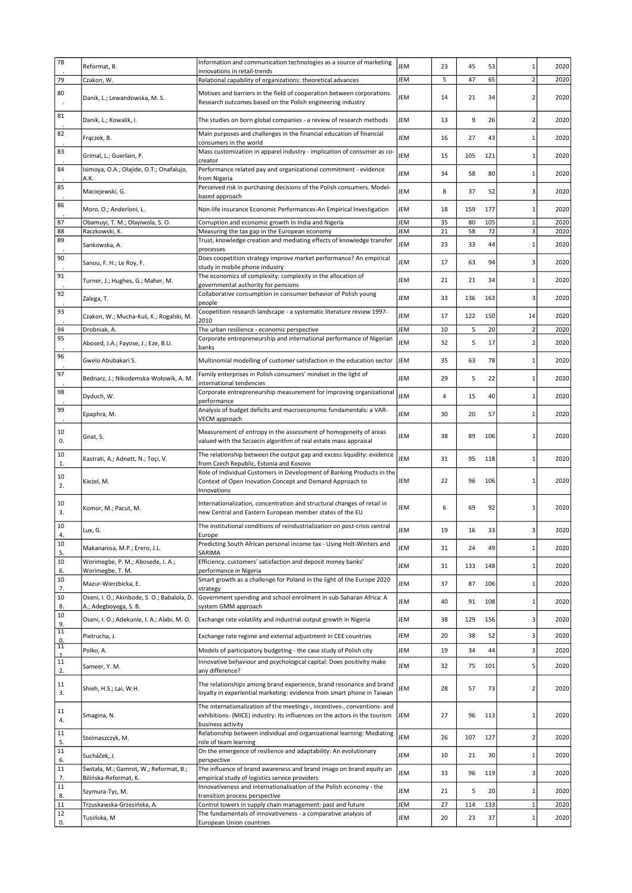| 78. | Reformat, B. | Information and communication technologies as a source of marketing innovations in retail-trends | JEM | 23 | 45 | 53 | 1 | 2020 |
|---|---|---|---|---|---|---|---|---|
| 79 | Czakon, W. | Relational capability of organizations: theoretical advances | JEM | 5 | 47 | 65 | 2 | 2020 |
| 80. | Danik, L.; Lewandowska, M. S. | Motives and barriers in the field of cooperation between corporations. Research outcomes based on the Polish engineering industry | JEM | 14 | 21 | 34 | 2 | 2020 |
| 81. | Danik, L.; Kowalik, I. | The studies on born global companies - a review of research methods | JEM | 13 | 9 | 26 | 2 | 2020 |
| 82. | Frączek, B. | Main purposes and challenges in the financial education of financial consumers in the world | JEM | 16 | 27 | 43 | 1 | 2020 |
| 83. | Grimal, L.; Guerlain, P. | Mass customization in apparel industry - implication of consumer as co-creator | JEM | 15 | 105 | 121 | 1 | 2020 |
| 84. | Isimoya, O.A.; Olajide, O.T.; Onafalujo, A.K. | Performance related pay and organizational commitment - evidence from Nigeria | JEM | 34 | 58 | 80 | 1 | 2020 |
| 85. | Maciejewski, G. | Perceived risk in purchasing decisions of the Polish consumers. Model-based approach | JEM | 8 | 37 | 52 | 3 | 2020 |
| 86. | Moro, O.; Anderloni, L. | Non-life insurance Economic Performances-An Empirical Investigation | JEM | 18 | 159 | 177 | 1 | 2020 |
| 87 | Obamuyi, T. M.; Olayiwola, S. O. | Corruption and economic growth in India and Nigeria | JEM | 35 | 80 | 105 | 1 | 2020 |
| 88 | Raczkowski, K. | Measuring the tax gap in the European economy | JEM | 21 | 58 | 72 | 3 | 2020 |
| 89. | Sankowska, A. | Trust, knowledge creation and mediating effects of knowledge transfer processes | JEM | 23 | 33 | 44 | 1 | 2020 |
| 90. | Sanou, F. H.; Le Roy, F. | Does coopetition strategy improve market performance? An empirical study in mobile phone industry | JEM | 17 | 63 | 94 | 3 | 2020 |
| 91. | Turner, J.; Hughes, G.; Maher, M. | The economics of complexity: complexity in the allocation of governmental authority for pensions | JEM | 21 | 21 | 34 | 1 | 2020 |
| 92. | Zalega, T. | Collaborative consumption in consumer behavior of Polish young people | JEM | 33 | 136 | 163 | 3 | 2020 |
| 93. | Czakon, W.; Mucha-Kuś, K.; Rogalski, M. | Coopetition research landscape - a systematic literature review 1997-2010 | JEM | 17 | 122 | 150 | 14 | 2020 |
| 94 | Drobniak, A. | The urban resilience - economic perspective | JEM | 10 | 5 | 20 | 2 | 2020 |
| 95. | Abosed, J.A.; Fayose, J.; Eze, B.U. | Corporate entrepreneurship and international performance of Nigerian banks | JEM | 32 | 5 | 17 | 2 | 2020 |
| 96. | Gwelo Abubakari S. | Multinomial modelling of customer satisfaction in the education sector | JEM | 35 | 63 | 78 | 1 | 2020 |
| 97. | Bednarz, J.; Nikodemska-Wołowik, A. M. | Family enterprises in Polish consumers' mindset in the light of international tendencies | JEM | 29 | 5 | 22 | 1 | 2020 |
| 98. | Dyduch, W. | Corporate entrepreneurship measurement for improving organizational performance | JEM | 4 | 15 | 40 | 1 | 2020 |
| 99. | Epaphra, M. | Analysis of budget deficits and macroeconomic fundamentals: a VAR-VECM approach | JEM | 30 | 20 | 57 | 1 | 2020 |
| 100. | Gnat, S. | Measurement of entropy in the assessment of homogeneity of areas valued with the Szczecin algorithm of real estate mass appraisal | JEM | 38 | 89 | 106 | 1 | 2020 |
| 101. | Kastrati, A.; Adnett, N.; Toçi, V. | The relationship between the output gap and excess liquidity: evidence from Czech Republic, Estonia and Kosovo | JEM | 31 | 95 | 118 | 1 | 2020 |
| 102. | Kieżel, M. | Role of Individual Customers in Development of Banking Products in the Context of Open Inovation Concept and Demand Approach to Innovations | JEM | 22 | 96 | 106 | 1 | 2020 |
| 103. | Komor, M.; Pacut, M. | Internationalization, concentration and structural changes of retail in new Central and Eastern European member states of the EU | JEM | 6 | 69 | 92 | 1 | 2020 |
| 104. | Lux, G. | The institutional conditions of reindustrialization on post-crisis central Europe | JEM | 19 | 16 | 33 | 3 | 2020 |
| 105. | Makananisa, M.P.; Erero, J.L. | Predicting South African personal income tax - Using Holt-Winters and SARIMA | JEM | 31 | 24 | 49 | 1 | 2020 |
| 106. | Worimegbe, P. M.; Abosede, J. A.; Worimegbe, T. M. | Efficiency, customers' satisfaction and deposit money banks' performance in Nigeria | JEM | 31 | 133 | 148 | 1 | 2020 |
| 107. | Mazur-Wierzbicka, E. | Smart growth as a challenge for Poland in the light of the Europe 2020 strategy | JEM | 37 | 87 | 106 | 1 | 2020 |
| 108. | Oseni, I. O.; Akinbode, S. O.; Babalola, D. A.; Adegboyega, S. B. | Government spending and school enrolment in sub-Saharan Africa: A system GMM approach | JEM | 40 | 91 | 108 | 1 | 2020 |
| 109. | Oseni, I. O.; Adekunle, I. A.; Alabi, M. O. | Exchange rate volatility and industrial output growth in Nigeria | JEM | 38 | 129 | 156 | 3 | 2020 |
| 110. | Pietrucha, J. | Exchange rate regime and external adjustment in CEE countries | JEM | 20 | 38 | 52 | 3 | 2020 |
| 111. | Polko, A. | Models of participatory budgeting - the case study of Polish city | JEM | 19 | 34 | 44 | 3 | 2020 |
| 112. | Sameer, Y. M. | Innovative behaviour and psychological capital: Does positivity make any difference? | JEM | 32 | 75 | 101 | 5 | 2020 |
| 113. | Shieh, H.S.; Lai, W.H. | The relationships among brand experience, brand resonance and brand loyalty in experiential marketing: evidence from smart phone in Taiwan | JEM | 28 | 57 | 73 | 2 | 2020 |
| 114. | Smagina, N. | The internationalization of the meetings-, incentives-, conventions- and exhibitions- (MICE) industry: its influences on the actors in the tourism business activity | JEM | 27 | 96 | 113 | 1 | 2020 |
| 115. | Stelmaszczyk, M. | Relationship between individual and organizational learning: Mediating role of team learning | JEM | 26 | 107 | 127 | 2 | 2020 |
| 116. | Sucháček, J. | On the emergence of resilience and adaptability: An evolutionary perspective | JEM | 10 | 21 | 30 | 1 | 2020 |
| 117. | Świtała, M.; Gamrot, W.; Reformat, B.; Bilińska-Reformat, K. | The influence of brand awareness and brand image on brand equity an empirical study of logistics service providers | JEM | 33 | 96 | 119 | 3 | 2020 |
| 118. | Szymura-Tyc, M. | Innovativeness and internationalisation of the Polish economy - the transition process perspective | JEM | 21 | 5 | 20 | 1 | 2020 |
| 11 | Trzuskawska-Grzesińska, A. | Control towers in supply chain management: past and future | JEM | 27 | 114 | 133 | 1 | 2020 |
| 120. | Tusińska, M | The fundamentals of innovativeness - a comparative analysis of European Union countries | JEM | 20 | 23 | 37 | 1 | 2020 |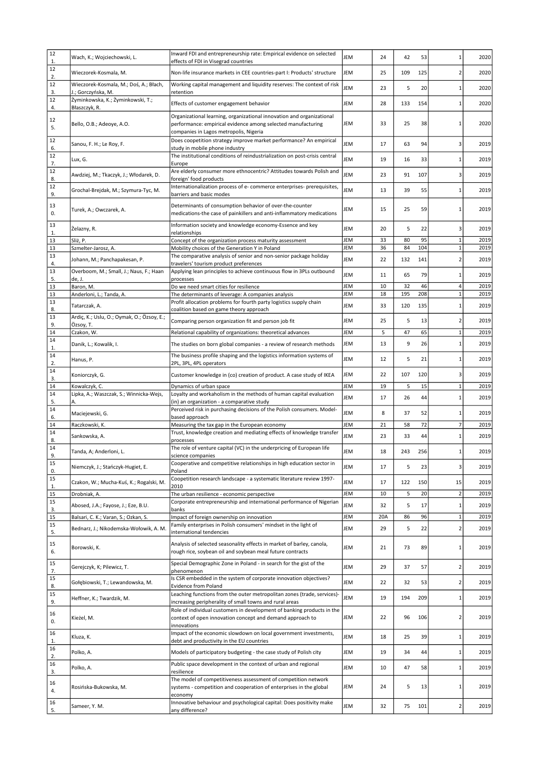| 121. | Wach, K.; Wojciechowski, L. | Inward FDI and entrepreneurship rate: Empirical evidence on selected effects of FDI in Visegrad countries | JEM | 24 | 42 | 53 | 1 | 2020 |
|---|---|---|---|---|---|---|---|---|
| 122. | Wieczorek-Kosmala, M. | Non-life insurance markets in CEE countries-part I: Products' structure | JEM | 25 | 109 | 125 | 2 | 2020 |
| 123. | Wieczorek-Kosmala, M.; Doś, A.; Błach, J.; Gorczyńska, M. | Working capital management and liquidity reserves: The context of risk retention | JEM | 23 | 5 | 20 | 1 | 2020 |
| 124. | Żyminkowska, K.; Żyminkowski, T.; Błaszczyk, R. | Effects of customer engagement behavior | JEM | 28 | 133 | 154 | 1 | 2020 |
| 125. | Bello, O.B.; Adeoye, A.O. | Organizational learning, organizational innovation and organizational performance: empirical evidence among selected manufacturing companies in Lagos metropolis, Nigeria | JEM | 33 | 25 | 38 | 1 | 2020 |
| 126. | Sanou, F. H.; Le Roy, F. | Does coopetition strategy improve market performance? An empirical study in mobile phone industry | JEM | 17 | 63 | 94 | 3 | 2019 |
| 127. | Lux, G. | The institutional conditions of reindustrialization on post-crisis central Europe | JEM | 19 | 16 | 33 | 1 | 2019 |
| 128. | Awdziej, M.; Tkaczyk, J.; Włodarek, D. | Are elderly consumer more ethnocentric? Attitudes towards Polish and foreign' food products | JEM | 23 | 91 | 107 | 3 | 2019 |
| 129. | Grochal-Brejdak, M.; Szymura-Tyc, M. | Internationalization process of e- commerce enterprises- prerequisites, barriers and basic modes | JEM | 13 | 39 | 55 | 1 | 2019 |
| 130. | Turek, A.; Owczarek, A. | Determinants of consumption behavior of over-the-counter medications-the case of painkillers and anti-inflammatory medications | JEM | 15 | 25 | 59 | 1 | 2019 |
| 131. | Żelazny, R. | Information society and knowledge economy-Essence and key relationships | JEM | 20 | 5 | 22 | 3 | 2019 |
| 132. | Sliż, P. | Concept of the organization process maturity assessment | JEM | 33 | 80 | 95 | 1 | 2019 |
| 133. | Szmelter-Jarosz, A. | Mobility choices of the Generation Y in Poland | JEM | 36 | 84 | 104 | 1 | 2019 |
| 134. | Johann, M.; Panchapakesan, P. | The comparative analysis of senior and non-senior package holiday travelers' tourism product preferences | JEM | 22 | 132 | 141 | 2 | 2019 |
| 135. | Overboom, M.; Small, J.; Naus, F.; Haan de, J. | Applying lean principles to achieve continuous flow in 3PLs outbound processes | JEM | 11 | 65 | 79 | 1 | 2019 |
| 136. | Baron, M. | Do we need smart cities for resilience | JEM | 10 | 32 | 46 | 4 | 2019 |
| 137. | Anderloni, L.; Tanda, A. | The determinants of leverage: A companies analysis | JEM | 18 | 195 | 208 | 1 | 2019 |
| 138. | Tatarczak, A. | Profit allocation problems for fourth party logistics supply chain coalition based on game theory approach | JEM | 33 | 120 | 135 | 1 | 2019 |
| 139. | Ardiç, K.; Uslu, O.; Oymak, O.; Özsoy, E.; Özsoy, T. | Comparing person organization fit and person job fit | JEM | 25 | 5 | 13 | 2 | 2019 |
| 140. | Czakon, W. | Relational capability of organizations: theoretical advances | JEM | 5 | 47 | 65 | 1 | 2019 |
| 141. | Danik, L.; Kowalik, I. | The studies on born global companies - a review of research methods | JEM | 13 | 9 | 26 | 1 | 2019 |
| 142. | Hanus, P. | The business profile shaping and the logistics information systems of 2PL, 3PL, 4PL operators | JEM | 12 | 5 | 21 | 1 | 2019 |
| 143. | Koniorczyk, G. | Customer knowledge in (co) creation of product. A case study of IKEA | JEM | 22 | 107 | 120 | 3 | 2019 |
| 144. | Kowalczyk, C. | Dynamics of urban space | JEM | 19 | 5 | 15 | 1 | 2019 |
| 145. | Lipka, A.; Waszczak, S.; Winnicka-Wejs, A. | Loyalty and workaholism in the methods of human capital evaluation (in) an organization - a comparative study | JEM | 17 | 26 | 44 | 1 | 2019 |
| 146. | Maciejewski, G. | Perceived risk in purchasing decisions of the Polish consumers. Model-based approach | JEM | 8 | 37 | 52 | 1 | 2019 |
| 147. | Raczkowski, K. | Measuring the tax gap in the European economy | JEM | 21 | 58 | 72 | 7 | 2019 |
| 148. | Sankowska, A. | Trust, knowledge creation and mediating effects of knowledge transfer processes | JEM | 23 | 33 | 44 | 1 | 2019 |
| 149. | Tanda, A; Anderloni, L. | The role of venture capital (VC) in the underpricing of European life science companies | JEM | 18 | 243 | 256 | 1 | 2019 |
| 150. | Niemczyk, J.; Stańczyk-Hugiet, E. | Cooperative and competitive relationships in high education sector in Poland | JEM | 17 | 5 | 23 | 3 | 2019 |
| 151. | Czakon, W.; Mucha-Kuś, K.; Rogalski, M. | Coopetition research landscape - a systematic literature review 1997-2010 | JEM | 17 | 122 | 150 | 15 | 2019 |
| 152. | Drobniak, A. | The urban resilience - economic perspective | JEM | 10 | 5 | 20 | 2 | 2019 |
| 153. | Abosed, J.A.; Fayose, J.; Eze, B.U. | Corporate entrepreneurship and international performance of Nigerian banks | JEM | 32 | 5 | 17 | 1 | 2019 |
| 154. | Balsari, C. K.; Varan, S.; Ozkan, S. | Impact of foreign ownership on innovation | JEM | 20A | 86 | 96 | 1 | 2019 |
| 155. | Bednarz, J.; Nikodemska-Wołowik, A. M. | Family enterprises in Polish consumers' mindset in the light of international tendencies | JEM | 29 | 5 | 22 | 2 | 2019 |
| 156. | Borowski, K. | Analysis of selected seasonality effects in market of barley, canola, rough rice, soybean oil and soybean meal future contracts | JEM | 21 | 73 | 89 | 1 | 2019 |
| 157. | Gerejczyk, K; Pilewicz, T. | Special Demographic Zone in Poland - in search for the gist of the phenomenon | JEM | 29 | 37 | 57 | 2 | 2019 |
| 158. | Gołębiowski, T.; Lewandowska, M. | Is CSR embedded in the system of corporate innovation objectives? Evidence from Poland | JEM | 22 | 32 | 53 | 2 | 2019 |
| 159. | Heffner, K.; Twardzik, M. | Leaching functions from the outer metropolitan zones (trade, services)- increasing peripherality of small towns and rural areas | JEM | 19 | 194 | 209 | 1 | 2019 |
| 160. | Kieżel, M. | Role of individual customers in development of banking products in the context of open innovation concept and demand approach to innovations | JEM | 22 | 96 | 106 | 2 | 2019 |
| 161. | Kluza, K. | Impact of the economic slowdown on local government investments, debt and productivity in the EU countries | JEM | 18 | 25 | 39 | 1 | 2019 |
| 162. | Polko, A. | Models of participatory budgeting - the case study of Polish city | JEM | 19 | 34 | 44 | 1 | 2019 |
| 163. | Polko, A. | Public space development in the context of urban and regional resilience | JEM | 10 | 47 | 58 | 1 | 2019 |
| 164. | Rosińska-Bukowska, M. | The model of competitiveness assessment of competition network systems - competition and cooperation of enterprises in the global economy | JEM | 24 | 5 | 13 | 1 | 2019 |
| 165. | Sameer, Y. M. | Innovative behaviour and psychological capital: Does positivity make any difference? | JEM | 32 | 75 | 101 | 2 | 2019 |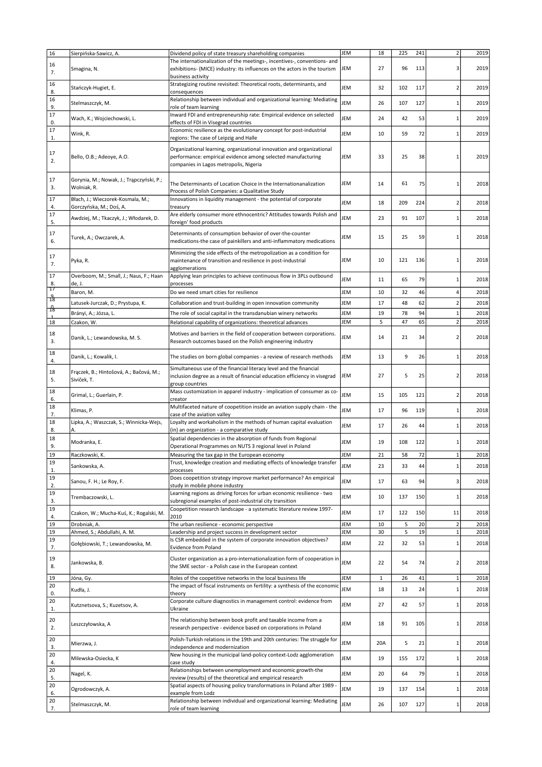| 16 | Sierpińska-Sawicz, A. | Dividend policy of state treasury shareholding companies | JEM | 18 | 225 | 241 | 2 | 2019 |
|---|---|---|---|---|---|---|---|---|
| 167. | Smagina, N. | The internationalization of the meetings-, incentives-, conventions- and exhibitions- (MICE) industry: its influences on the actors in the tourism business activity | JEM | 27 | 96 | 113 | 3 | 2019 |
| 168. | Stańczyk-Hugiet, E. | Strategizing routine revisited: Theoretical roots, determinants, and consequences | JEM | 32 | 102 | 117 | 2 | 2019 |
| 169. | Stelmaszczyk, M. | Relationship between individual and organizational learning: Mediating role of team learning | JEM | 26 | 107 | 127 | 1 | 2019 |
| 170. | Wach, K.; Wojciechowski, L. | Inward FDI and entrepreneurship rate: Empirical evidence on selected effects of FDI in Visegrad countries | JEM | 24 | 42 | 53 | 1 | 2019 |
| 171. | Wink, R. | Economic resilience as the evolutionary concept for post-industrial regions: The case of Leipzig and Halle | JEM | 10 | 59 | 72 | 1 | 2019 |
| 172. | Bello, O.B.; Adeoye, A.O. | Organizational learning, organizational innovation and organizational performance: empirical evidence among selected manufacturing companies in Lagos metropolis, Nigeria | JEM | 33 | 25 | 38 | 1 | 2019 |
| 173. | Gorynia, M.; Nowak, J.; Trąpczyński, P.; Wolniak, R. | The Determinants of Location Choice in the Internationanalization Process of Polish Companies: a Qualitative Study | JEM | 14 | 61 | 75 | 1 | 2018 |
| 174. | Błach, J.; Wieczorek-Kosmala, M.; Gorczyńska, M.; Doś, A. | Innovations in liquidity management - the potential of corporate treasury | JEM | 18 | 209 | 224 | 2 | 2018 |
| 175. | Awdziej, M.; Tkaczyk, J.; Włodarek, D. | Are elderly consumer more ethnocentric? Attitudes towards Polish and foreign' food products | JEM | 23 | 91 | 107 | 1 | 2018 |
| 176. | Turek, A.; Owczarek, A. | Determinants of consumption behavior of over-the-counter medications-the case of painkillers and anti-inflammatory medications | JEM | 15 | 25 | 59 | 1 | 2018 |
| 177. | Pyka, R. | Minimizing the side effects of the metropolization as a condition for maintenance of transition and resilience in post-industrial agglomerations | JEM | 10 | 121 | 136 | 1 | 2018 |
| 178. | Overboom, M.; Small, J.; Naus, F.; Haan de, J. | Applying lean principles to achieve continuous flow in 3PLs outbound processes | JEM | 11 | 65 | 79 | 1 | 2018 |
| 179. | Baron, M. | Do we need smart cities for resilience | JEM | 10 | 32 | 46 | 4 | 2018 |
| 180. | Latusek-Jurczak, D.; Prystupa, K. | Collaboration and trust-building in open innovation community | JEM | 17 | 48 | 62 | 2 | 2018 |
| 181. | Brányi, A.; Józsa, L. | The role of social capital in the transdanubian winery networks | JEM | 19 | 78 | 94 | 1 | 2018 |
| 18 | Czakon, W. | Relational capability of organizations: theoretical advances | JEM | 5 | 47 | 65 | 2 | 2018 |
| 183. | Danik, L.; Lewandowska, M. S. | Motives and barriers in the field of cooperation between corporations. Research outcomes based on the Polish engineering industry | JEM | 14 | 21 | 34 | 2 | 2018 |
| 184. | Danik, L.; Kowalik, I. | The studies on born global companies - a review of research methods | JEM | 13 | 9 | 26 | 1 | 2018 |
| 185. | Frączek, B.; Hintošová, A.; Bačová, M.; Sivíček, T. | Simultaneous use of the financial literacy level and the financial inclusion degree as a result of financial education efficiency in visegrad group countries | JEM | 27 | 5 | 25 | 2 | 2018 |
| 186. | Grimal, L.; Guerlain, P. | Mass customization in apparel industry - implication of consumer as co-creator | JEM | 15 | 105 | 121 | 2 | 2018 |
| 187. | Klimas, P. | Multifaceted nature of coopetition inside an aviation supply chain - the case of the aviation valley | JEM | 17 | 96 | 119 | 1 | 2018 |
| 188. | Lipka, A.; Waszczak, S.; Winnicka-Wejs, A. | Loyalty and workaholism in the methods of human capital evaluation (in) an organization - a comparative study | JEM | 17 | 26 | 44 | 1 | 2018 |
| 189. | Modranka, E. | Spatial dependencies in the absorption of funds from Regional Operational Programmes on NUTS 3 regional level in Poland | JEM | 19 | 108 | 122 | 1 | 2018 |
| 19 | Raczkowski, K. | Measuring the tax gap in the European economy | JEM | 21 | 58 | 72 | 1 | 2018 |
| 191. | Sankowska, A. | Trust, knowledge creation and mediating effects of knowledge transfer processes | JEM | 23 | 33 | 44 | 1 | 2018 |
| 192. | Sanou, F. H.; Le Roy, F. | Does coopetition strategy improve market performance? An empirical study in mobile phone industry | JEM | 17 | 63 | 94 | 3 | 2018 |
| 193. | Trembaczowski, L. | Learning regions as driving forces for urban economic resilience - two subregional examples of post-industrial city transition | JEM | 10 | 137 | 150 | 1 | 2018 |
| 194. | Czakon, W.; Mucha-Kuś, K.; Rogalski, M. | Coopetition research landscape - a systematic literature review 1997-2010 | JEM | 17 | 122 | 150 | 11 | 2018 |
| 19 | Drobniak, A. | The urban resilience - economic perspective | JEM | 10 | 5 | 20 | 2 | 2018 |
| 19 | Ahmed, S.; Abdullahi, A. M. | Leadership and project success in development sector | JEM | 30 | 5 | 19 | 1 | 2018 |
| 197. | Gołębiowski, T.; Lewandowska, M. | Is CSR embedded in the system of corporate innovation objectives? Evidence from Poland | JEM | 22 | 32 | 53 | 1 | 2018 |
| 198. | Jankowska, B. | Cluster organization as a pro-internationalization form of cooperation in the SME sector - a Polish case in the European context | JEM | 22 | 54 | 74 | 2 | 2018 |
| 19 | Jóna, Gy. | Roles of the coopetitive networks in the local business life | JEM | 1 | 26 | 41 | 1 | 2018 |
| 200. | Kudła, J. | The impact of fiscal instruments on fertility: a synthesis of the economic theory | JEM | 18 | 13 | 24 | 1 | 2018 |
| 201. | Kutznetsova, S.; Kuzetsov, A. | Corporate culture diagnostics in management control: evidence from Ukraine | JEM | 27 | 42 | 57 | 1 | 2018 |
| 202. | Leszczyłowska, A | The relationship between book profit and taxable income from a research perspective - evidence based on corporations in Poland | JEM | 18 | 91 | 105 | 1 | 2018 |
| 203. | Mierzwa, J. | Polish-Turkish relations in the 19th and 20th centuries: The struggle for independence and modernization | JEM | 20A | 5 | 21 | 1 | 2018 |
| 204. | Milewska-Osiecka, K | New housing in the municipal land-policy context-Lodz agglomeration case study | JEM | 19 | 155 | 172 | 1 | 2018 |
| 205. | Nagel, K. | Relationships between unemployment and economic growth-the review (results) of the theoretical and empirical research | JEM | 20 | 64 | 79 | 1 | 2018 |
| 206. | Ogrodowczyk, A. | Spatial aspects of housing policy transformations in Poland after 1989 - example from Lodz | JEM | 19 | 137 | 154 | 1 | 2018 |
| 207. | Stelmaszczyk, M. | Relationship between individual and organizational learning: Mediating role of team learning | JEM | 26 | 107 | 127 | 1 | 2018 |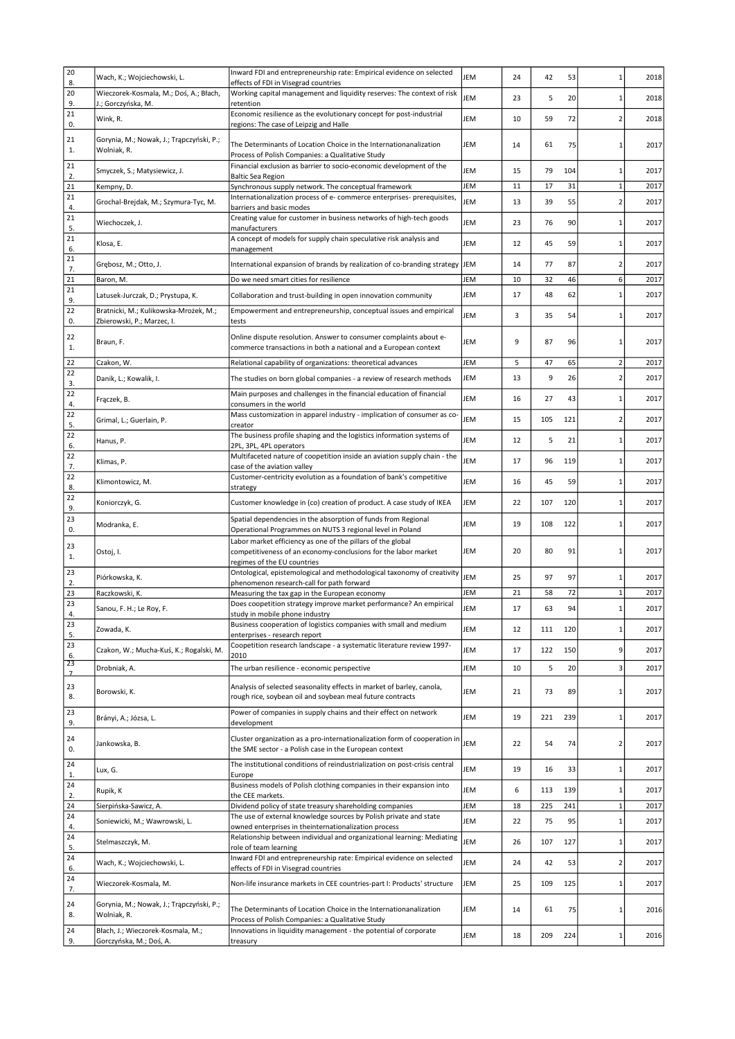| 208. | Wach, K.; Wojciechowski, L. | Inward FDI and entrepreneurship rate: Empirical evidence on selected effects of FDI in Visegrad countries | JEM | 24 | 42 | 53 | 1 | 2018 |
|---|---|---|---|---|---|---|---|---|
| 209. | Wieczorek-Kosmala, M.; Doś, A.; Błach, J.; Gorczyńska, M. | Working capital management and liquidity reserves: The context of risk retention | JEM | 23 | 5 | 20 | 1 | 2018 |
| 210. | Wink, R. | Economic resilience as the evolutionary concept for post-industrial regions: The case of Leipzig and Halle | JEM | 10 | 59 | 72 | 2 | 2018 |
| 211. | Gorynia, M.; Nowak, J.; Trąpczyński, P.; Wolniak, R. | The Determinants of Location Choice in the Internationanalization Process of Polish Companies: a Qualitative Study | JEM | 14 | 61 | 75 | 1 | 2017 |
| 212. | Smyczek, S.; Matysiewicz, J. | Financial exclusion as barrier to socio-economic development of the Baltic Sea Region | JEM | 15 | 79 | 104 | 1 | 2017 |
| 213. | Kempny, D. | Synchronous supply network. The conceptual framework | JEM | 11 | 17 | 31 | 1 | 2017 |
| 214. | Grochal-Brejdak, M.; Szymura-Tyc, M. | Internationalization process of e- commerce enterprises- prerequisites, barriers and basic modes | JEM | 13 | 39 | 55 | 2 | 2017 |
| 215. | Wiechoczek, J. | Creating value for customer in business networks of high-tech goods manufacturers | JEM | 23 | 76 | 90 | 1 | 2017 |
| 216. | Klosa, E. | A concept of models for supply chain speculative risk analysis and management | JEM | 12 | 45 | 59 | 1 | 2017 |
| 217. | Grębosz, M.; Otto, J. | International expansion of brands by realization of co-branding strategy | JEM | 14 | 77 | 87 | 2 | 2017 |
| 218. | Baron, M. | Do we need smart cities for resilience | JEM | 10 | 32 | 46 | 6 | 2017 |
| 219. | Latusek-Jurczak, D.; Prystupa, K. | Collaboration and trust-building in open innovation community | JEM | 17 | 48 | 62 | 1 | 2017 |
| 220. | Bratnicki, M.; Kulikowska-Mrożek, M.; Zbierowski, P.; Marzec, I. | Empowerment and entrepreneurship, conceptual issues and empirical tests | JEM | 3 | 35 | 54 | 1 | 2017 |
| 221. | Braun, F. | Online dispute resolution. Answer to consumer complaints about e-commerce transactions in both a national and a European context | JEM | 9 | 87 | 96 | 1 | 2017 |
| 222. | Czakon, W. | Relational capability of organizations: theoretical advances | JEM | 5 | 47 | 65 | 2 | 2017 |
| 223. | Danik, L.; Kowalik, I. | The studies on born global companies - a review of research methods | JEM | 13 | 9 | 26 | 2 | 2017 |
| 224. | Frączek, B. | Main purposes and challenges in the financial education of financial consumers in the world | JEM | 16 | 27 | 43 | 1 | 2017 |
| 225. | Grimal, L.; Guerlain, P. | Mass customization in apparel industry - implication of consumer as co-creator | JEM | 15 | 105 | 121 | 2 | 2017 |
| 226. | Hanus, P. | The business profile shaping and the logistics information systems of 2PL, 3PL, 4PL operators | JEM | 12 | 5 | 21 | 1 | 2017 |
| 227. | Klimas, P. | Multifaceted nature of coopetition inside an aviation supply chain - the case of the aviation valley | JEM | 17 | 96 | 119 | 1 | 2017 |
| 228. | Klimontowicz, M. | Customer-centricity evolution as a foundation of bank's competitive strategy | JEM | 16 | 45 | 59 | 1 | 2017 |
| 229. | Koniorczyk, G. | Customer knowledge in (co) creation of product. A case study of IKEA | JEM | 22 | 107 | 120 | 1 | 2017 |
| 230. | Modranka, E. | Spatial dependencies in the absorption of funds from Regional Operational Programmes on NUTS 3 regional level in Poland | JEM | 19 | 108 | 122 | 1 | 2017 |
| 231. | Ostoj, I. | Labor market efficiency as one of the pillars of the global competitiveness of an economy-conclusions for the labor market regimes of the EU countries | JEM | 20 | 80 | 91 | 1 | 2017 |
| 232. | Piórkowska, K. | Ontological, epistemological and methodological taxonomy of creativity phenomenon research-call for path forward | JEM | 25 | 97 | 97 | 1 | 2017 |
| 233. | Raczkowski, K. | Measuring the tax gap in the European economy | JEM | 21 | 58 | 72 | 1 | 2017 |
| 234. | Sanou, F. H.; Le Roy, F. | Does coopetition strategy improve market performance? An empirical study in mobile phone industry | JEM | 17 | 63 | 94 | 1 | 2017 |
| 235. | Zowada, K. | Business cooperation of logistics companies with small and medium enterprises - research report | JEM | 12 | 111 | 120 | 1 | 2017 |
| 236. | Czakon, W.; Mucha-Kuś, K.; Rogalski, M. | Coopetition research landscape - a systematic literature review 1997-2010 | JEM | 17 | 122 | 150 | 9 | 2017 |
| 237. | Drobniak, A. | The urban resilience - economic perspective | JEM | 10 | 5 | 20 | 3 | 2017 |
| 238. | Borowski, K. | Analysis of selected seasonality effects in market of barley, canola, rough rice, soybean oil and soybean meal future contracts | JEM | 21 | 73 | 89 | 1 | 2017 |
| 239. | Brányi, A.; Józsa, L. | Power of companies in supply chains and their effect on network development | JEM | 19 | 221 | 239 | 1 | 2017 |
| 240. | Jankowska, B. | Cluster organization as a pro-internationalization form of cooperation in the SME sector - a Polish case in the European context | JEM | 22 | 54 | 74 | 2 | 2017 |
| 241. | Lux, G. | The institutional conditions of reindustrialization on post-crisis central Europe | JEM | 19 | 16 | 33 | 1 | 2017 |
| 242. | Rupik, K | Business models of Polish clothing companies in their expansion into the CEE markets. | JEM | 6 | 113 | 139 | 1 | 2017 |
| 243. | Sierpińska-Sawicz, A. | Dividend policy of state treasury shareholding companies | JEM | 18 | 225 | 241 | 1 | 2017 |
| 244. | Soniewicki, M.; Wawrowski, L. | The use of external knowledge sources by Polish private and state owned enterprises in theinternationalization process | JEM | 22 | 75 | 95 | 1 | 2017 |
| 245. | Stelmaszczyk, M. | Relationship between individual and organizational learning: Mediating role of team learning | JEM | 26 | 107 | 127 | 1 | 2017 |
| 246. | Wach, K.; Wojciechowski, L. | Inward FDI and entrepreneurship rate: Empirical evidence on selected effects of FDI in Visegrad countries | JEM | 24 | 42 | 53 | 2 | 2017 |
| 247. | Wieczorek-Kosmala, M. | Non-life insurance markets in CEE countries-part I: Products' structure | JEM | 25 | 109 | 125 | 1 | 2017 |
| 248. | Gorynia, M.; Nowak, J.; Trąpczyński, P.; Wolniak, R. | The Determinants of Location Choice in the Internationanalization Process of Polish Companies: a Qualitative Study | JEM | 14 | 61 | 75 | 1 | 2016 |
| 249. | Błach, J.; Wieczorek-Kosmala, M.; Gorczyńska, M.; Doś, A. | Innovations in liquidity management - the potential of corporate treasury | JEM | 18 | 209 | 224 | 1 | 2016 |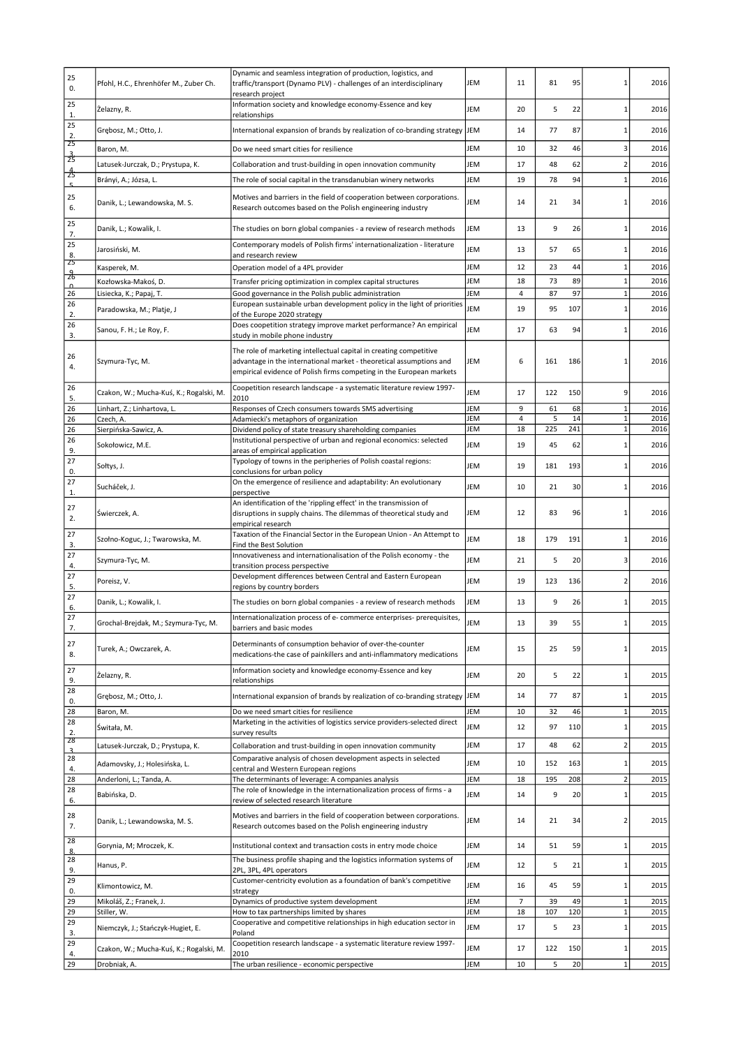| | | | | | | | | |
|---|---|---|---|---|---|---|---|---|
| 250. | Pfohl, H.C., Ehrenhöfer M., Zuber Ch. | Dynamic and seamless integration of production, logistics, and traffic/transport (Dynamo PLV) - challenges of an interdisciplinary research project | JEM | 11 | 81 | 95 | 1 | 2016 |
| 251. | Żelazny, R. | Information society and knowledge economy-Essence and key relationships | JEM | 20 | 5 | 22 | 1 | 2016 |
| 252. | Grębosz, M.; Otto, J. | International expansion of brands by realization of co-branding strategy | JEM | 14 | 77 | 87 | 1 | 2016 |
| 253. | Baron, M. | Do we need smart cities for resilience | JEM | 10 | 32 | 46 | 3 | 2016 |
| 254. | Latusek-Jurczak, D.; Prystupa, K. | Collaboration and trust-building in open innovation community | JEM | 17 | 48 | 62 | 2 | 2016 |
| 255. | Brányi, A.; Józsa, L. | The role of social capital in the transdanubian winery networks | JEM | 19 | 78 | 94 | 1 | 2016 |
| 256. | Danik, L.; Lewandowska, M. S. | Motives and barriers in the field of cooperation between corporations. Research outcomes based on the Polish engineering industry | JEM | 14 | 21 | 34 | 1 | 2016 |
| 257. | Danik, L.; Kowalik, I. | The studies on born global companies - a review of research methods | JEM | 13 | 9 | 26 | 1 | 2016 |
| 258. | Jarosiński, M. | Contemporary models of Polish firms' internationalization - literature and research review | JEM | 13 | 57 | 65 | 1 | 2016 |
| 259. | Kasperek, M. | Operation model of a 4PL provider | JEM | 12 | 23 | 44 | 1 | 2016 |
| 260. | Kozłowska-Makoś, D. | Transfer pricing optimization in complex capital structures | JEM | 18 | 73 | 89 | 1 | 2016 |
| 26 | Lisiecka, K.; Papaj, T. | Good governance in the Polish public administration | JEM | 4 | 87 | 97 | 1 | 2016 |
| 262. | Paradowska, M.; Platje, J | European sustainable urban development policy in the light of priorities of the Europe 2020 strategy | JEM | 19 | 95 | 107 | 1 | 2016 |
| 263. | Sanou, F. H.; Le Roy, F. | Does coopetition strategy improve market performance? An empirical study in mobile phone industry | JEM | 17 | 63 | 94 | 1 | 2016 |
| 264. | Szymura-Tyc, M. | The role of marketing intellectual capital in creating competitive advantage in the international market - theoretical assumptions and empirical evidence of Polish firms competing in the European markets | JEM | 6 | 161 | 186 | 1 | 2016 |
| 265. | Czakon, W.; Mucha-Kuś, K.; Rogalski, M. | Coopetition research landscape - a systematic literature review 1997-2010 | JEM | 17 | 122 | 150 | 9 | 2016 |
| 26 | Linhart, Z.; Linhartova, L. | Responses of Czech consumers towards SMS advertising | JEM | 9 | 61 | 68 | 1 | 2016 |
| 26 | Czech, A. | Adamiecki's metaphors of organization | JEM | 4 | 5 | 14 | 1 | 2016 |
| 26 | Sierpińska-Sawicz, A. | Dividend policy of state treasury shareholding companies | JEM | 18 | 225 | 241 | 1 | 2016 |
| 269. | Sokołowicz, M.E. | Institutional perspective of urban and regional economics: selected areas of empirical application | JEM | 19 | 45 | 62 | 1 | 2016 |
| 270. | Sołtys, J. | Typology of towns in the peripheries of Polish coastal regions: conclusions for urban policy | JEM | 19 | 181 | 193 | 1 | 2016 |
| 271. | Sucháček, J. | On the emergence of resilience and adaptability: An evolutionary perspective | JEM | 10 | 21 | 30 | 1 | 2016 |
| 272. | Świerczek, A. | An identification of the 'rippling effect' in the transmission of disruptions in supply chains. The dilemmas of theoretical study and empirical research | JEM | 12 | 83 | 96 | 1 | 2016 |
| 273. | Szołno-Koguc, J.; Twarowska, M. | Taxation of the Financial Sector in the European Union - An Attempt to Find the Best Solution | JEM | 18 | 179 | 191 | 1 | 2016 |
| 274. | Szymura-Tyc, M. | Innovativeness and internationalisation of the Polish economy - the transition process perspective | JEM | 21 | 5 | 20 | 3 | 2016 |
| 275. | Poreisz, V. | Development differences between Central and Eastern European regions by country borders | JEM | 19 | 123 | 136 | 2 | 2016 |
| 276. | Danik, L.; Kowalik, I. | The studies on born global companies - a review of research methods | JEM | 13 | 9 | 26 | 1 | 2015 |
| 277. | Grochal-Brejdak, M.; Szymura-Tyc, M. | Internationalization process of e- commerce enterprises- prerequisites, barriers and basic modes | JEM | 13 | 39 | 55 | 1 | 2015 |
| 278. | Turek, A.; Owczarek, A. | Determinants of consumption behavior of over-the-counter medications-the case of painkillers and anti-inflammatory medications | JEM | 15 | 25 | 59 | 1 | 2015 |
| 279. | Żelazny, R. | Information society and knowledge economy-Essence and key relationships | JEM | 20 | 5 | 22 | 1 | 2015 |
| 280. | Grębosz, M.; Otto, J. | International expansion of brands by realization of co-branding strategy | JEM | 14 | 77 | 87 | 1 | 2015 |
| 28 | Baron, M. | Do we need smart cities for resilience | JEM | 10 | 32 | 46 | 1 | 2015 |
| 282. | Świtała, M. | Marketing in the activities of logistics service providers-selected direct survey results | JEM | 12 | 97 | 110 | 1 | 2015 |
| 283. | Latusek-Jurczak, D.; Prystupa, K. | Collaboration and trust-building in open innovation community | JEM | 17 | 48 | 62 | 2 | 2015 |
| 284. | Adamovsky, J.; Holesińska, L. | Comparative analysis of chosen development aspects in selected central and Western European regions | JEM | 10 | 152 | 163 | 1 | 2015 |
| 28 | Anderloni, L.; Tanda, A. | The determinants of leverage: A companies analysis | JEM | 18 | 195 | 208 | 2 | 2015 |
| 286. | Babińska, D. | The role of knowledge in the internationalization process of firms - a review of selected research literature | JEM | 14 | 9 | 20 | 1 | 2015 |
| 287. | Danik, L.; Lewandowska, M. S. | Motives and barriers in the field of cooperation between corporations. Research outcomes based on the Polish engineering industry | JEM | 14 | 21 | 34 | 2 | 2015 |
| 288. | Gorynia, M; Mroczek, K. | Institutional context and transaction costs in entry mode choice | JEM | 14 | 51 | 59 | 1 | 2015 |
| 289. | Hanus, P. | The business profile shaping and the logistics information systems of 2PL, 3PL, 4PL operators | JEM | 12 | 5 | 21 | 1 | 2015 |
| 290. | Klimontowicz, M. | Customer-centricity evolution as a foundation of bank's competitive strategy | JEM | 16 | 45 | 59 | 1 | 2015 |
| 29 | Mikoláš, Z.; Franek, J. | Dynamics of productive system development | JEM | 7 | 39 | 49 | 1 | 2015 |
| 29 | Stiller, W. | How to tax partnerships limited by shares | JEM | 18 | 107 | 120 | 1 | 2015 |
| 293. | Niemczyk, J.; Stańczyk-Hugiet, E. | Cooperative and competitive relationships in high education sector in Poland | JEM | 17 | 5 | 23 | 1 | 2015 |
| 294. | Czakon, W.; Mucha-Kuś, K.; Rogalski, M. | Coopetition research landscape - a systematic literature review 1997-2010 | JEM | 17 | 122 | 150 | 1 | 2015 |
| 29 | Drobniak, A. | The urban resilience - economic perspective | JEM | 10 | 5 | 20 | 1 | 2015 |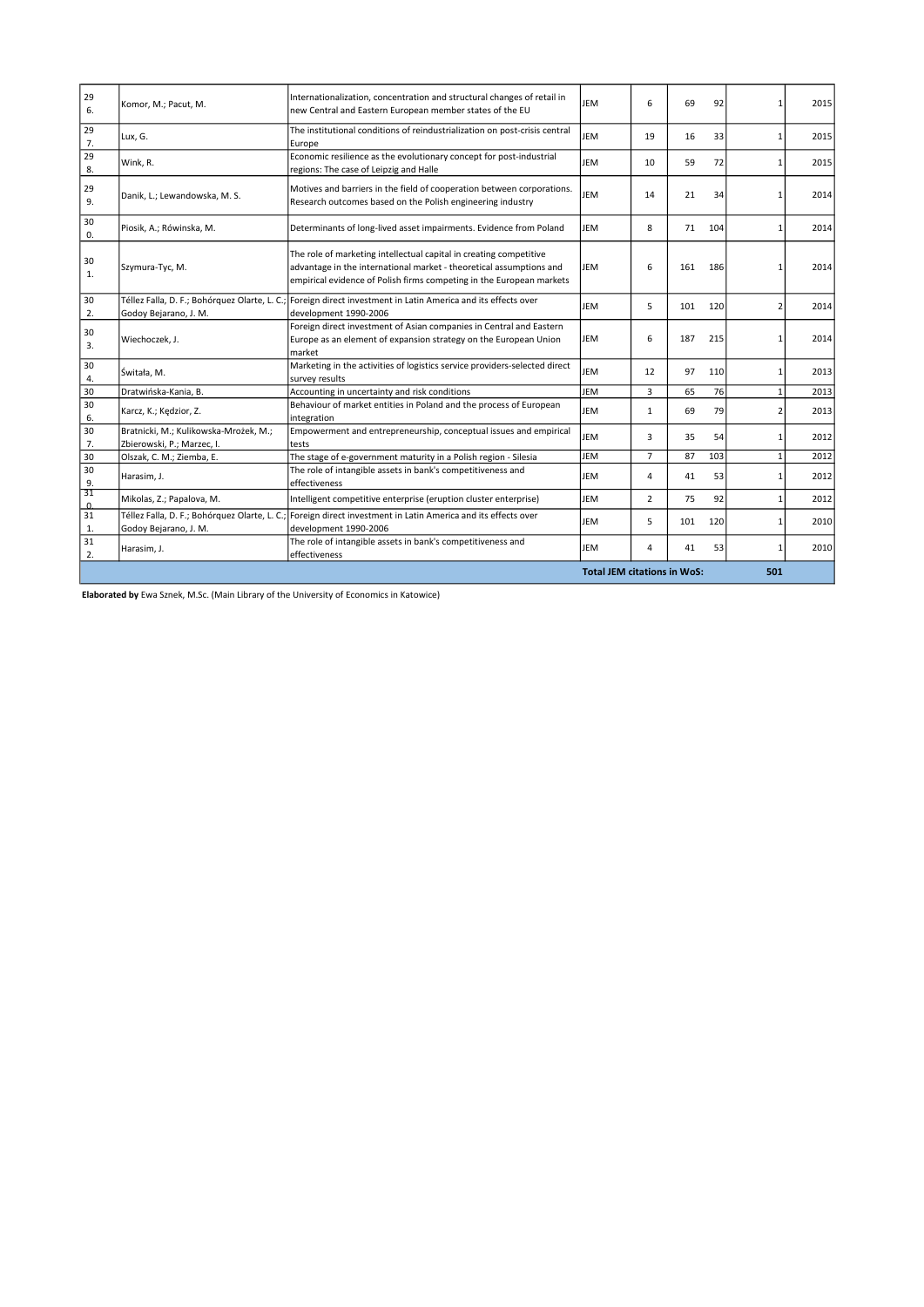| | | | | | | | | |
|---|---|---|---|---|---|---|---|---|
| 296. | Komor, M.; Pacut, M. | Internationalization, concentration and structural changes of retail in new Central and Eastern European member states of the EU | JEM | 6 | 69 | 92 | 1 | 2015 |
| 297. | Lux, G. | The institutional conditions of reindustrialization on post-crisis central Europe | JEM | 19 | 16 | 33 | 1 | 2015 |
| 298. | Wink, R. | Economic resilience as the evolutionary concept for post-industrial regions: The case of Leipzig and Halle | JEM | 10 | 59 | 72 | 1 | 2015 |
| 299. | Danik, L.; Lewandowska, M. S. | Motives and barriers in the field of cooperation between corporations. Research outcomes based on the Polish engineering industry | JEM | 14 | 21 | 34 | 1 | 2014 |
| 300. | Piosik, A.; Rówinska, M. | Determinants of long-lived asset impairments. Evidence from Poland | JEM | 8 | 71 | 104 | 1 | 2014 |
| 301. | Szymura-Tyc, M. | The role of marketing intellectual capital in creating competitive advantage in the international market - theoretical assumptions and empirical evidence of Polish firms competing in the European markets | JEM | 6 | 161 | 186 | 1 | 2014 |
| 302. | Téllez Falla, D. F.; Bohórquez Olarte, L. C.; Godoy Bejarano, J. M. | Foreign direct investment in Latin America and its effects over development 1990-2006 | JEM | 5 | 101 | 120 | 2 | 2014 |
| 303. | Wiechoczek, J. | Foreign direct investment of Asian companies in Central and Eastern Europe as an element of expansion strategy on the European Union market | JEM | 6 | 187 | 215 | 1 | 2014 |
| 304. | Świtała, M. | Marketing in the activities of logistics service providers-selected direct survey results | JEM | 12 | 97 | 110 | 1 | 2013 |
| 305. | Dratwińska-Kania, B. | Accounting in uncertainty and risk conditions | JEM | 3 | 65 | 76 | 1 | 2013 |
| 306. | Karcz, K.; Kędzior, Z. | Behaviour of market entities in Poland and the process of European integration | JEM | 1 | 69 | 79 | 2 | 2013 |
| 307. | Bratnicki, M.; Kulikowska-Mrożek, M.; Zbierowski, P.; Marzec, I. | Empowerment and entrepreneurship, conceptual issues and empirical tests | JEM | 3 | 35 | 54 | 1 | 2012 |
| 308. | Olszak, C. M.; Ziemba, E. | The stage of e-government maturity in a Polish region - Silesia | JEM | 7 | 87 | 103 | 1 | 2012 |
| 309. | Harasim, J. | The role of intangible assets in bank's competitiveness and effectiveness | JEM | 4 | 41 | 53 | 1 | 2012 |
| 310. | Mikolas, Z.; Papalova, M. | Intelligent competitive enterprise (eruption cluster enterprise) | JEM | 2 | 75 | 92 | 1 | 2012 |
| 311. | Téllez Falla, D. F.; Bohórquez Olarte, L. C.; Godoy Bejarano, J. M. | Foreign direct investment in Latin America and its effects over development 1990-2006 | JEM | 5 | 101 | 120 | 1 | 2010 |
| 312. | Harasim, J. | The role of intangible assets in bank's competitiveness and effectiveness | JEM | 4 | 41 | 53 | 1 | 2010 |
| | | | **Total JEM citations in WoS:** | | | | **501** | |

**Elaborated by** Ewa Sznek, M.Sc. (Main Library of the University of Economics in Katowice)